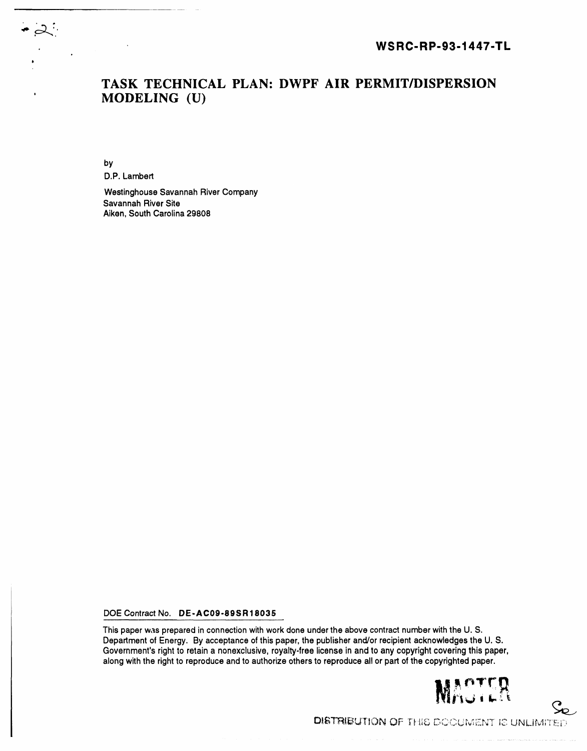WSRC-RP-93-1447-TL

# TASK TECHNICAL PLAN: DWPF AIR PERMIT/DISPERSION MODELING (U)

by

D.P. Lambert

Westinghouse Savannah River Company
Savannah River Site
Aiken, South Carolina 29808

DOE Contract No. **DE-AC09-89SR18035**

This paper was prepared in connection with work done under the above contract number with the U. S. Department of Energy. By acceptance of this paper, the publisher and/or recipient acknowledges the U. S. Government's right to retain a nonexclusive, royalty-free license in and to any copyright covering this paper, along with the right to reproduce and to authorize others to reproduce all or part of the copyrighted paper.

MASTER

DISTRIBUTION OF THIS DOCUMENT IS UNLIMITED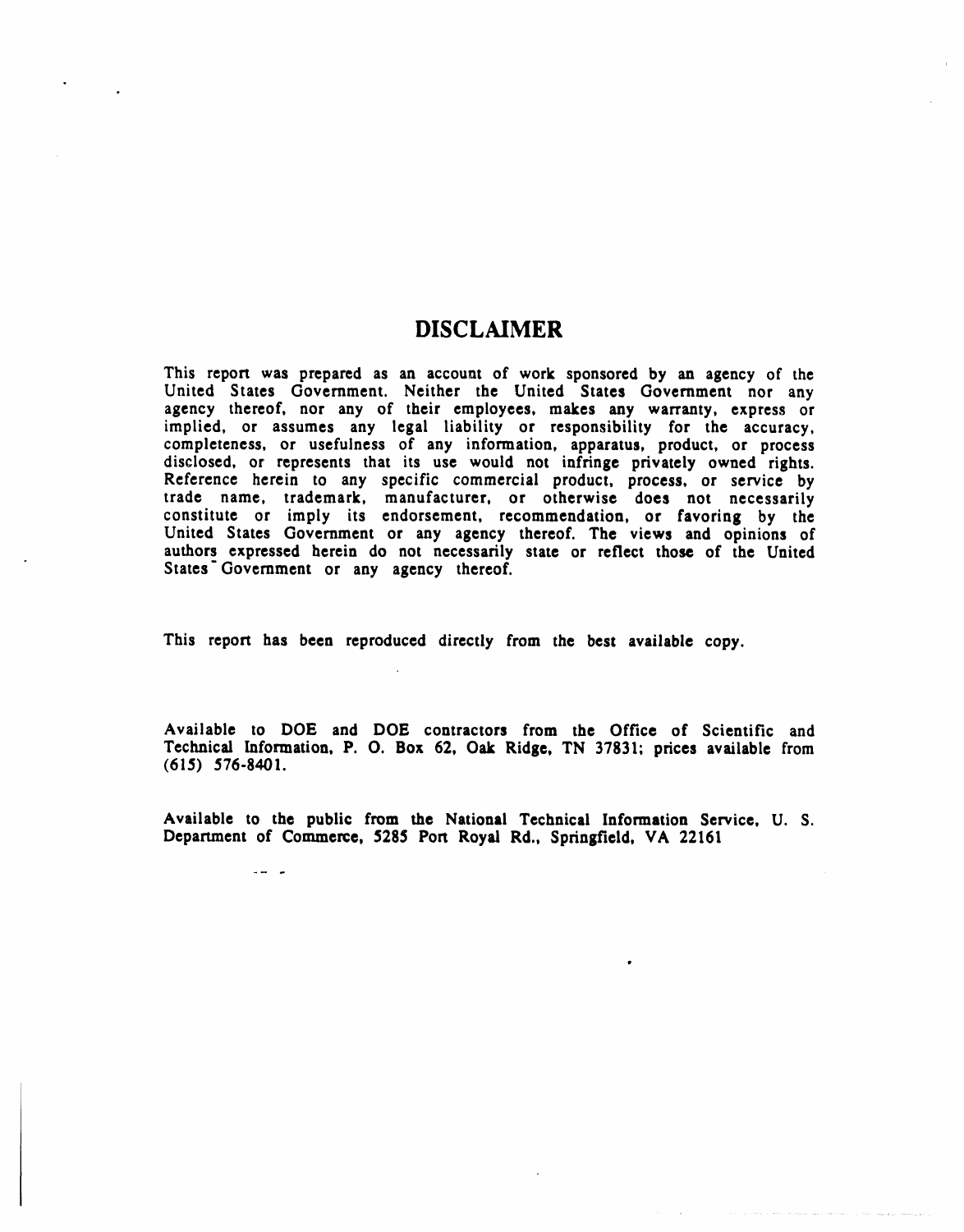# DISCLAIMER

This report was prepared as an account of work sponsored by an agency of the United States Government. Neither the United States Government nor any agency thereof, nor any of their employees, makes any warranty, express or implied, or assumes any legal liability or responsibility for the accuracy, completeness, or usefulness of any information, apparatus, product, or process disclosed, or represents that its use would not infringe privately owned rights. Reference herein to any specific commercial product, process, or service by trade name, trademark, manufacturer, or otherwise does not necessarily constitute or imply its endorsement, recommendation, or favoring by the United States Government or any agency thereof. The views and opinions of authors expressed herein do not necessarily state or reflect those of the United States Government or any agency thereof.

This report has been reproduced directly from the best available copy.

Available to DOE and DOE contractors from the Office of Scientific and Technical Information, P. O. Box 62, Oak Ridge, TN 37831; prices available from (615) 576-8401.

Available to the public from the National Technical Information Service, U. S. Department of Commerce, 5285 Port Royal Rd., Springfield, VA 22161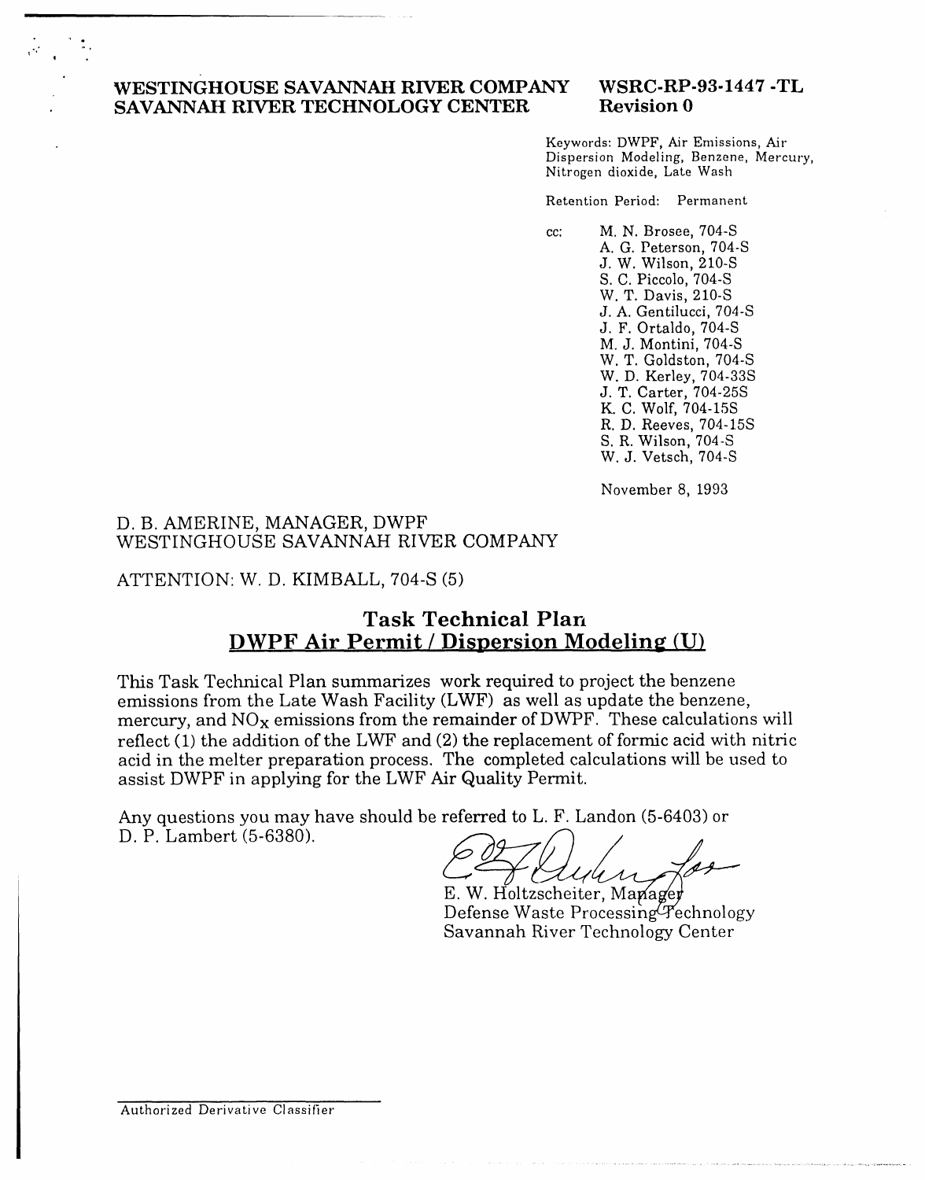**WESTINGHOUSE SAVANNAH RIVER COMPANY**
**SAVANNAH RIVER TECHNOLOGY CENTER**

**WSRC-RP-93-1447 -TL**
**Revision 0**

Keywords: DWPF, Air Emissions, Air Dispersion Modeling, Benzene, Mercury, Nitrogen dioxide, Late Wash

Retention Period: Permanent

cc:
M. N. Brosee, 704-S
A. G. Peterson, 704-S
J. W. Wilson, 210-S
S. C. Piccolo, 704-S
W. T. Davis, 210-S
J. A. Gentilucci, 704-S
J. F. Ortaldo, 704-S
M. J. Montini, 704-S
W. T. Goldston, 704-S
W. D. Kerley, 704-33S
J. T. Carter, 704-25S
K. C. Wolf, 704-15S
R. D. Reeves, 704-15S
S. R. Wilson, 704-S
W. J. Vetsch, 704-S

November 8, 1993

D. B. AMERINE, MANAGER, DWPF
WESTINGHOUSE SAVANNAH RIVER COMPANY

ATTENTION: W. D. KIMBALL, 704-S (5)

## Task Technical Plan
## DWPF Air Permit / Dispersion Modeling (U)

This Task Technical Plan summarizes work required to project the benzene emissions from the Late Wash Facility (LWF) as well as update the benzene, mercury, and $NO_X$ emissions from the remainder of DWPF. These calculations will reflect (1) the addition of the LWF and (2) the replacement of formic acid with nitric acid in the melter preparation process. The completed calculations will be used to assist DWPF in applying for the LWF Air Quality Permit.

Any questions you may have should be referred to L. F. Landon (5-6403) or D. P. Lambert (5-6380).

E. W. Holtzscheiter, Manager
Defense Waste Processing Technology
Savannah River Technology Center

Authorized Derivative Classifier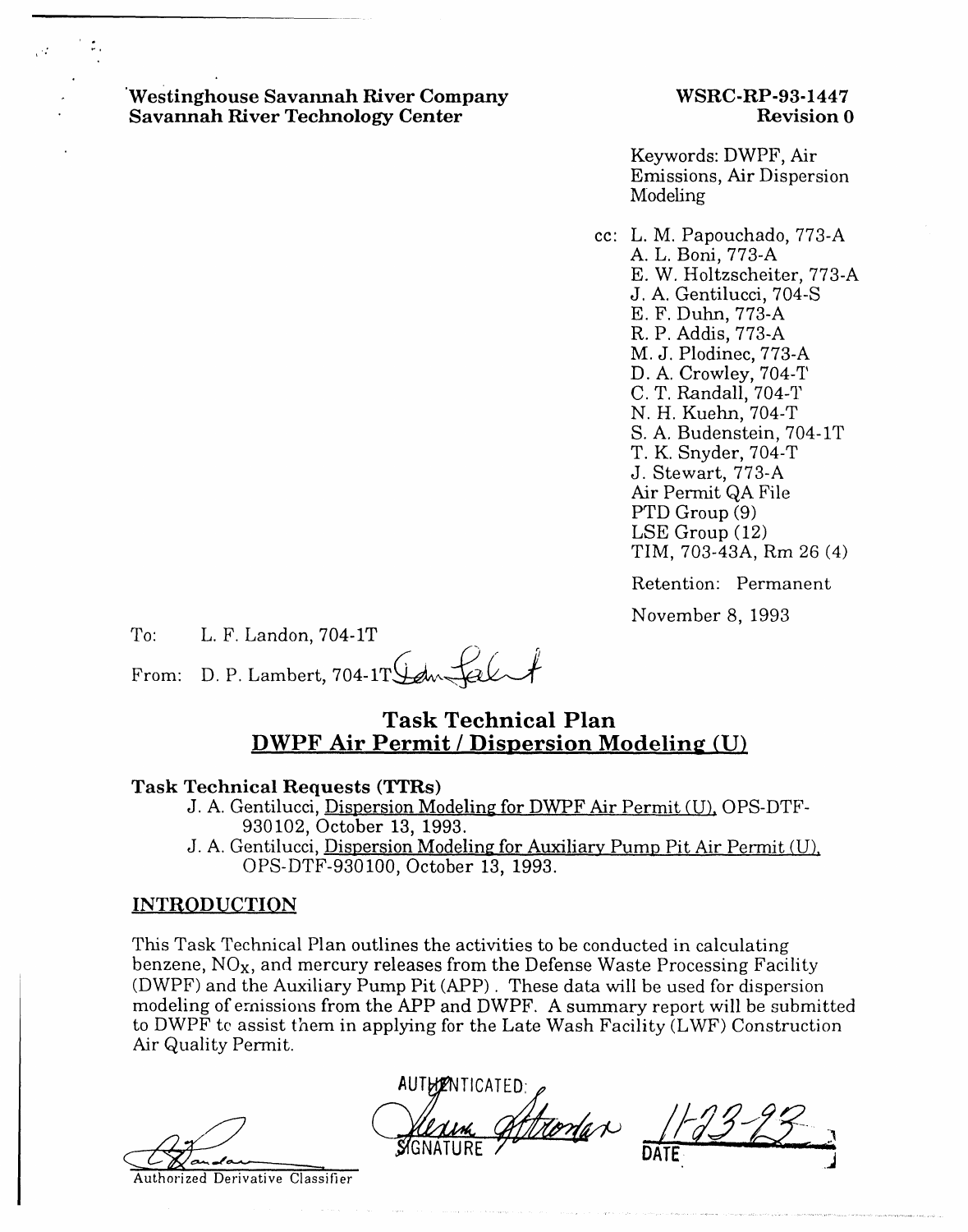Westinghouse Savannah River Company
Savannah River Technology Center

**WSRC-RP-93-1447**
**Revision 0**

Keywords: DWPF, Air Emissions, Air Dispersion Modeling

cc: L. M. Papouchado, 773-A
A. L. Boni, 773-A
E. W. Holtzscheiter, 773-A
J. A. Gentilucci, 704-S
E. F. Duhn, 773-A
R. P. Addis, 773-A
M. J. Plodinec, 773-A
D. A. Crowley, 704-T
C. T. Randall, 704-T
N. H. Kuehn, 704-T
S. A. Budenstein, 704-1T
T. K. Snyder, 704-T
J. Stewart, 773-A
Air Permit QA File
PTD Group (9)
LSE Group (12)
TIM, 703-43A, Rm 26 (4)

Retention: Permanent

November 8, 1993

To: L. F. Landon, 704-1T

From: D. P. Lambert, 704-1T

## Task Technical Plan
## DWPF Air Permit / Dispersion Modeling (U)

### Task Technical Requests (TTRs)

J. A. Gentilucci, Dispersion Modeling for DWPF Air Permit (U), OPS-DTF-930102, October 13, 1993.

J. A. Gentilucci, Dispersion Modeling for Auxiliary Pump Pit Air Permit (U), OPS-DTF-930100, October 13, 1993.

### INTRODUCTION

This Task Technical Plan outlines the activities to be conducted in calculating benzene, $NO_X$, and mercury releases from the Defense Waste Processing Facility (DWPF) and the Auxiliary Pump Pit (APP). These data will be used for dispersion modeling of emissions from the APP and DWPF. A summary report will be submitted to DWPF to assist them in applying for the Late Wash Facility (LWF) Construction Air Quality Permit.

Authorized Derivative Classifier

AUTHENTICATED:
SIGNATURE DATE 11-23-93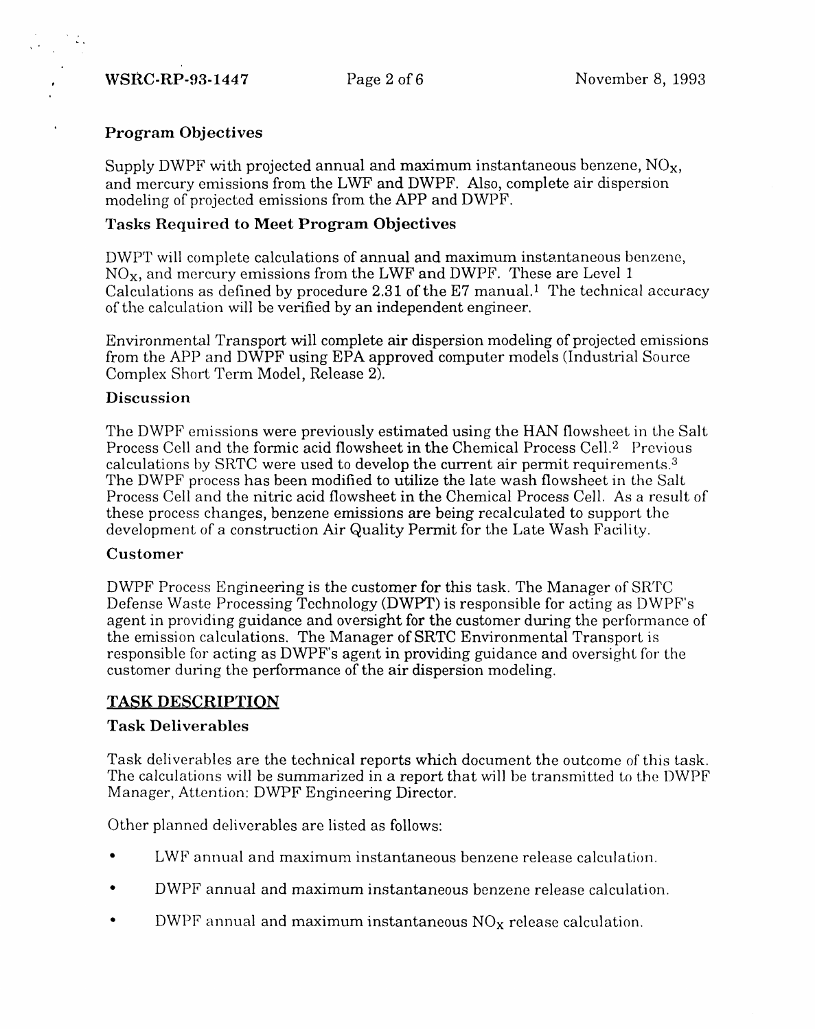### Program Objectives

Supply DWPF with projected annual and maximum instantaneous benzene, $NO_X$, and mercury emissions from the LWF and DWPF. Also, complete air dispersion modeling of projected emissions from the APP and DWPF.

### Tasks Required to Meet Program Objectives

DWPT will complete calculations of annual and maximum instantaneous benzene, $NO_X$, and mercury emissions from the LWF and DWPF. These are Level 1 Calculations as defined by procedure 2.31 of the E7 manual.[1] The technical accuracy of the calculation will be verified by an independent engineer.

Environmental Transport will complete air dispersion modeling of projected emissions from the APP and DWPF using EPA approved computer models (Industrial Source Complex Short Term Model, Release 2).

### Discussion

The DWPF emissions were previously estimated using the HAN flowsheet in the Salt Process Cell and the formic acid flowsheet in the Chemical Process Cell.[2] Previous calculations by SRTC were used to develop the current air permit requirements.[3] The DWPF process has been modified to utilize the late wash flowsheet in the Salt Process Cell and the nitric acid flowsheet in the Chemical Process Cell. As a result of these process changes, benzene emissions are being recalculated to support the development of a construction Air Quality Permit for the Late Wash Facility.

### Customer

DWPF Process Engineering is the customer for this task. The Manager of SRTC Defense Waste Processing Technology (DWPT) is responsible for acting as DWPF's agent in providing guidance and oversight for the customer during the performance of the emission calculations. The Manager of SRTC Environmental Transport is responsible for acting as DWPF's agent in providing guidance and oversight for the customer during the performance of the air dispersion modeling.

## TASK DESCRIPTION

### Task Deliverables

Task deliverables are the technical reports which document the outcome of this task. The calculations will be summarized in a report that will be transmitted to the DWPF Manager, Attention: DWPF Engineering Director.

Other planned deliverables are listed as follows:

- LWF annual and maximum instantaneous benzene release calculation.
- DWPF annual and maximum instantaneous benzene release calculation.
- DWPF annual and maximum instantaneous $NO_X$ release calculation.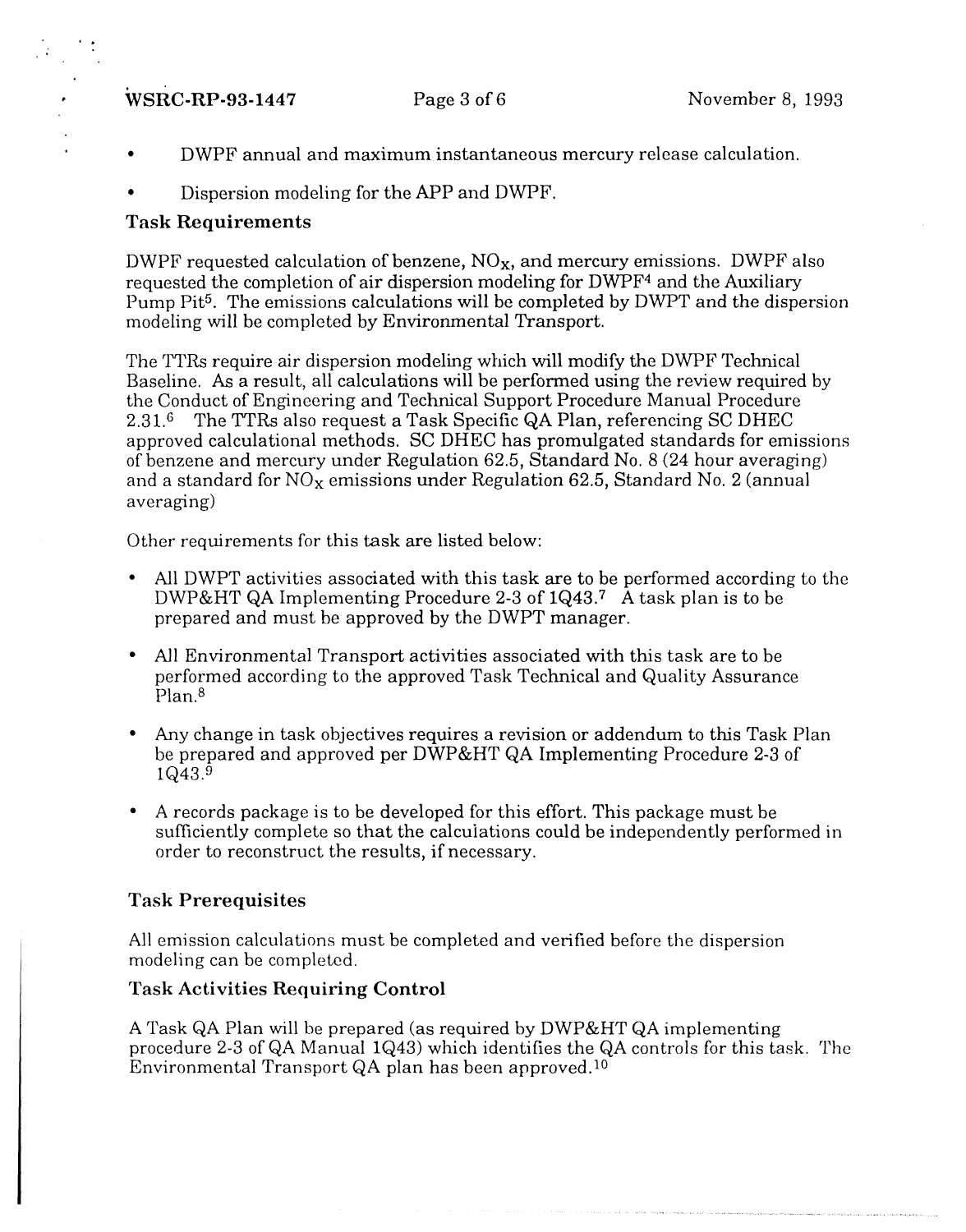- DWPF annual and maximum instantaneous mercury release calculation.
- Dispersion modeling for the APP and DWPF.

### Task Requirements

DWPF requested calculation of benzene, $NO_x$, and mercury emissions. DWPF also requested the completion of air dispersion modeling for DWPF[4] and the Auxiliary Pump Pit[5]. The emissions calculations will be completed by DWPT and the dispersion modeling will be completed by Environmental Transport.

The TTRs require air dispersion modeling which will modify the DWPF Technical Baseline. As a result, all calculations will be performed using the review required by the Conduct of Engineering and Technical Support Procedure Manual Procedure 2.31.[6] The TTRs also request a Task Specific QA Plan, referencing SC DHEC approved calculational methods. SC DHEC has promulgated standards for emissions of benzene and mercury under Regulation 62.5, Standard No. 8 (24 hour averaging) and a standard for $NO_x$ emissions under Regulation 62.5, Standard No. 2 (annual averaging)

Other requirements for this task are listed below:

- All DWPT activities associated with this task are to be performed according to the DWP&HT QA Implementing Procedure 2-3 of 1Q43.[7] A task plan is to be prepared and must be approved by the DWPT manager.
- All Environmental Transport activities associated with this task are to be performed according to the approved Task Technical and Quality Assurance Plan.[8]
- Any change in task objectives requires a revision or addendum to this Task Plan be prepared and approved per DWP&HT QA Implementing Procedure 2-3 of 1Q43.[9]
- A records package is to be developed for this effort. This package must be sufficiently complete so that the calculations could be independently performed in order to reconstruct the results, if necessary.

### Task Prerequisites

All emission calculations must be completed and verified before the dispersion modeling can be completed.

### Task Activities Requiring Control

A Task QA Plan will be prepared (as required by DWP&HT QA implementing procedure 2-3 of QA Manual 1Q43) which identifies the QA controls for this task. The Environmental Transport QA plan has been approved.[10]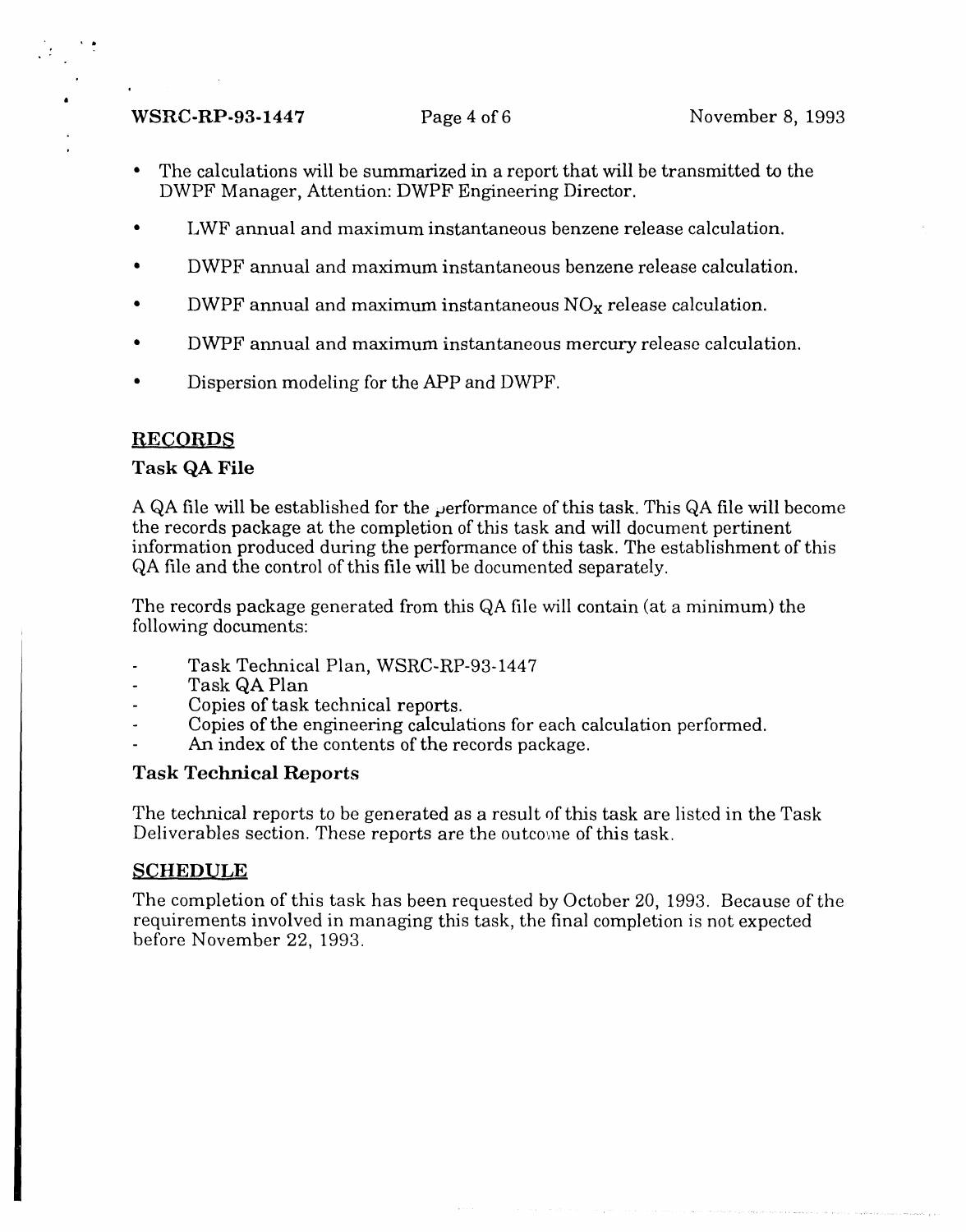- The calculations will be summarized in a report that will be transmitted to the DWPF Manager, Attention: DWPF Engineering Director.

- LWF annual and maximum instantaneous benzene release calculation.

- DWPF annual and maximum instantaneous benzene release calculation.

- DWPF annual and maximum instantaneous $NO_X$ release calculation.

- DWPF annual and maximum instantaneous mercury release calculation.

- Dispersion modeling for the APP and DWPF.

## RECORDS

### Task QA File

A QA file will be established for the performance of this task. This QA file will become the records package at the completion of this task and will document pertinent information produced during the performance of this task. The establishment of this QA file and the control of this file will be documented separately.

The records package generated from this QA file will contain (at a minimum) the following documents:

- Task Technical Plan, WSRC-RP-93-1447
- Task QA Plan
- Copies of task technical reports.
- Copies of the engineering calculations for each calculation performed.
- An index of the contents of the records package.

### Task Technical Reports

The technical reports to be generated as a result of this task are listed in the Task Deliverables section. These reports are the outcome of this task.

## SCHEDULE

The completion of this task has been requested by October 20, 1993. Because of the requirements involved in managing this task, the final completion is not expected before November 22, 1993.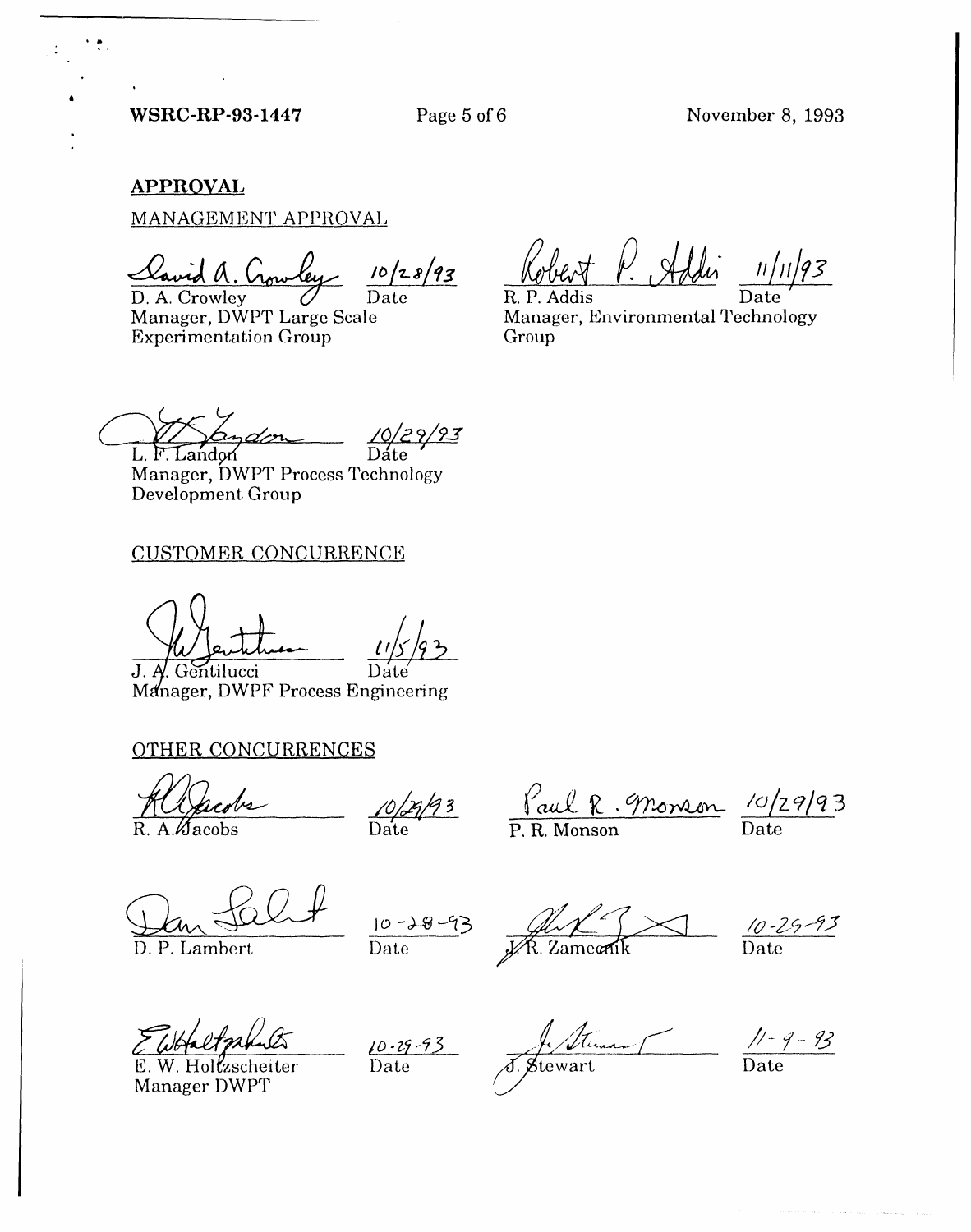## APPROVAL

MANAGEMENT APPROVAL

D. A. Crowley — 10/28/93
Manager, DWPT Large Scale Experimentation Group

R. P. Addis — 11/11/93
Manager, Environmental Technology Group

L. F. Landon — 10/29/93
Manager, DWPT Process Technology Development Group

CUSTOMER CONCURRENCE

J. A. Gentilucci — 11/5/93
Manager, DWPF Process Engineering

OTHER CONCURRENCES

R. A. Jacobs — 10/29/93

P. R. Monson — 10/29/93

D. P. Lambert — 10-28-93

J. R. Zamecnik — 10-29-93

E. W. Holtzscheiter — 10-29-93
Manager DWPT

J. Stewart — 11-9-93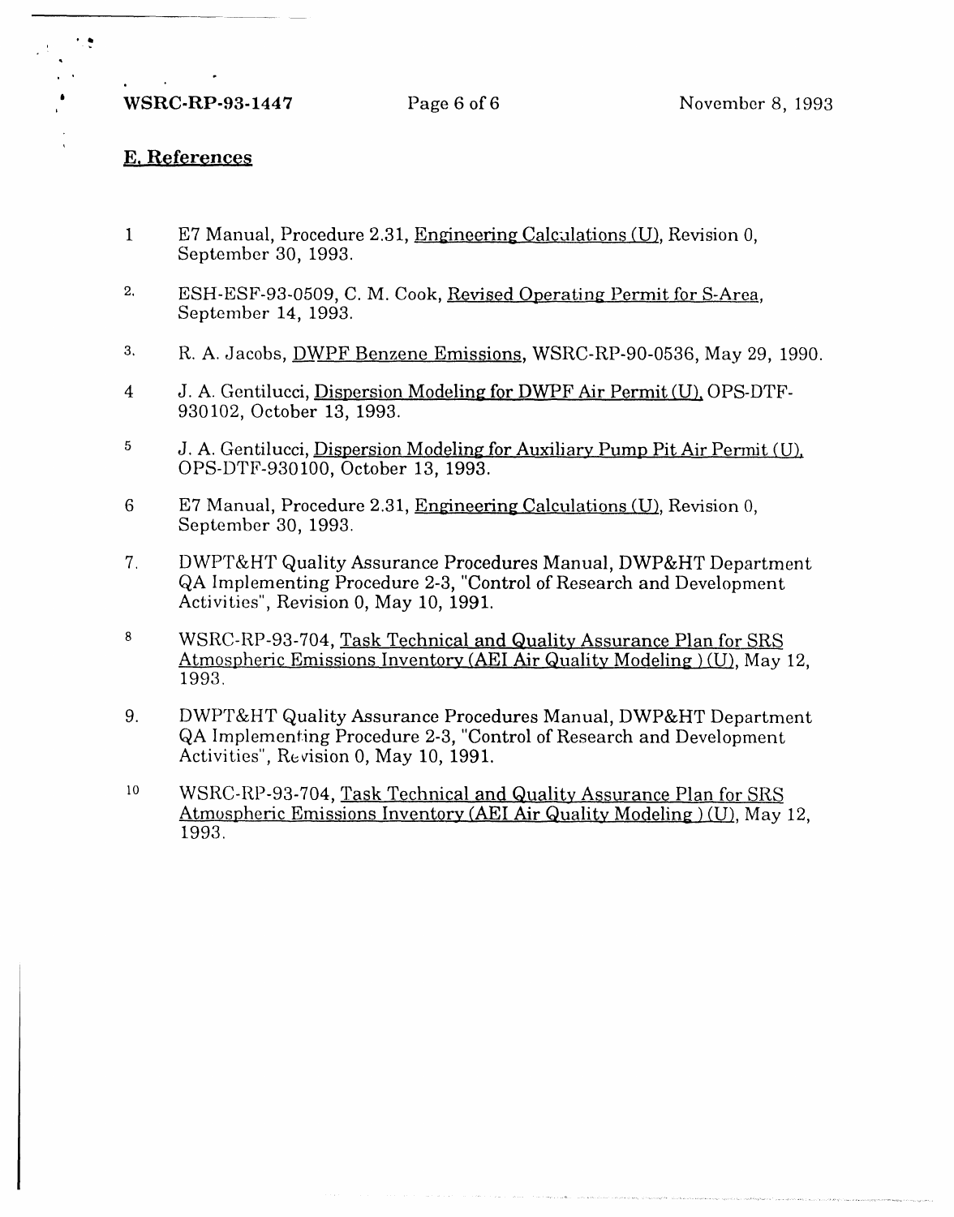## E. References

1. E7 Manual, Procedure 2.31, Engineering Calculations (U), Revision 0, September 30, 1993.
2. ESH-ESF-93-0509, C. M. Cook, Revised Operating Permit for S-Area, September 14, 1993.
3. R. A. Jacobs, DWPF Benzene Emissions, WSRC-RP-90-0536, May 29, 1990.
4. J. A. Gentilucci, Dispersion Modeling for DWPF Air Permit (U), OPS-DTF-930102, October 13, 1993.
5. J. A. Gentilucci, Dispersion Modeling for Auxiliary Pump Pit Air Permit (U), OPS-DTF-930100, October 13, 1993.
6. E7 Manual, Procedure 2.31, Engineering Calculations (U), Revision 0, September 30, 1993.
7. DWPT&HT Quality Assurance Procedures Manual, DWP&HT Department QA Implementing Procedure 2-3, "Control of Research and Development Activities", Revision 0, May 10, 1991.
8. WSRC-RP-93-704, Task Technical and Quality Assurance Plan for SRS Atmospheric Emissions Inventory (AEI Air Quality Modeling ) (U), May 12, 1993.
9. DWPT&HT Quality Assurance Procedures Manual, DWP&HT Department QA Implementing Procedure 2-3, "Control of Research and Development Activities", Revision 0, May 10, 1991.
10. WSRC-RP-93-704, Task Technical and Quality Assurance Plan for SRS Atmospheric Emissions Inventory (AEI Air Quality Modeling ) (U), May 12, 1993.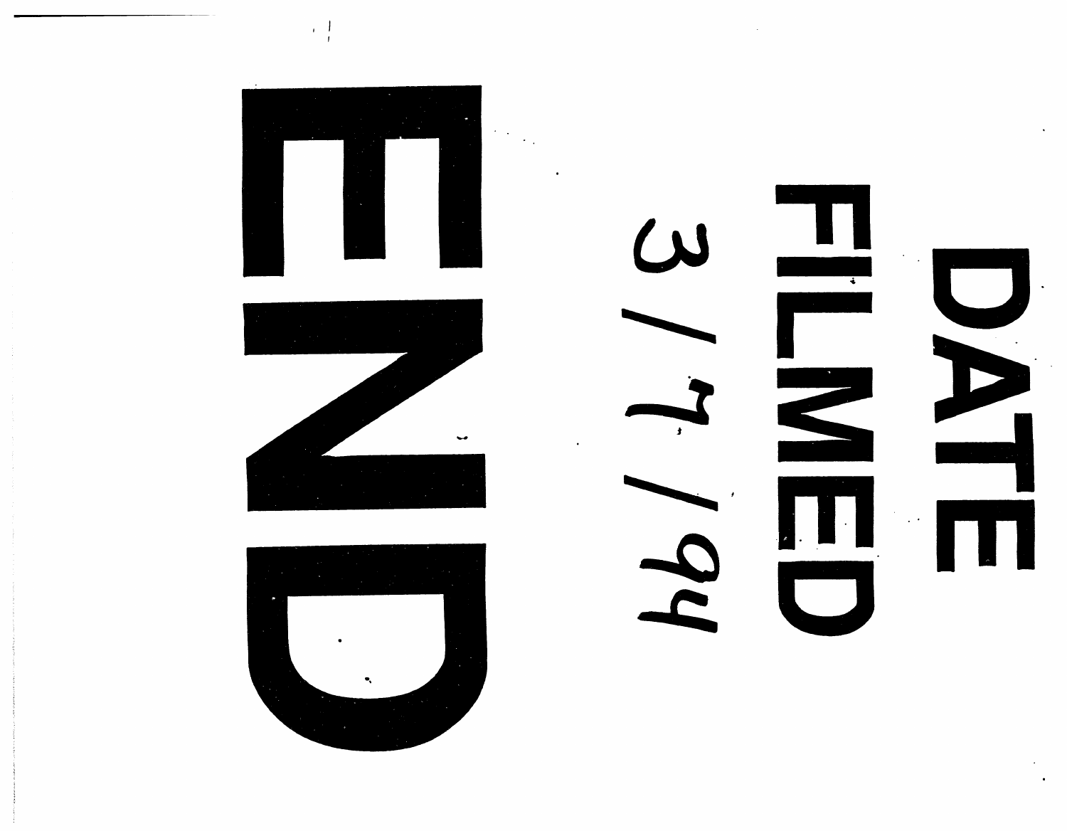# END

# DATE FILMED

# 3 / 7 / 94